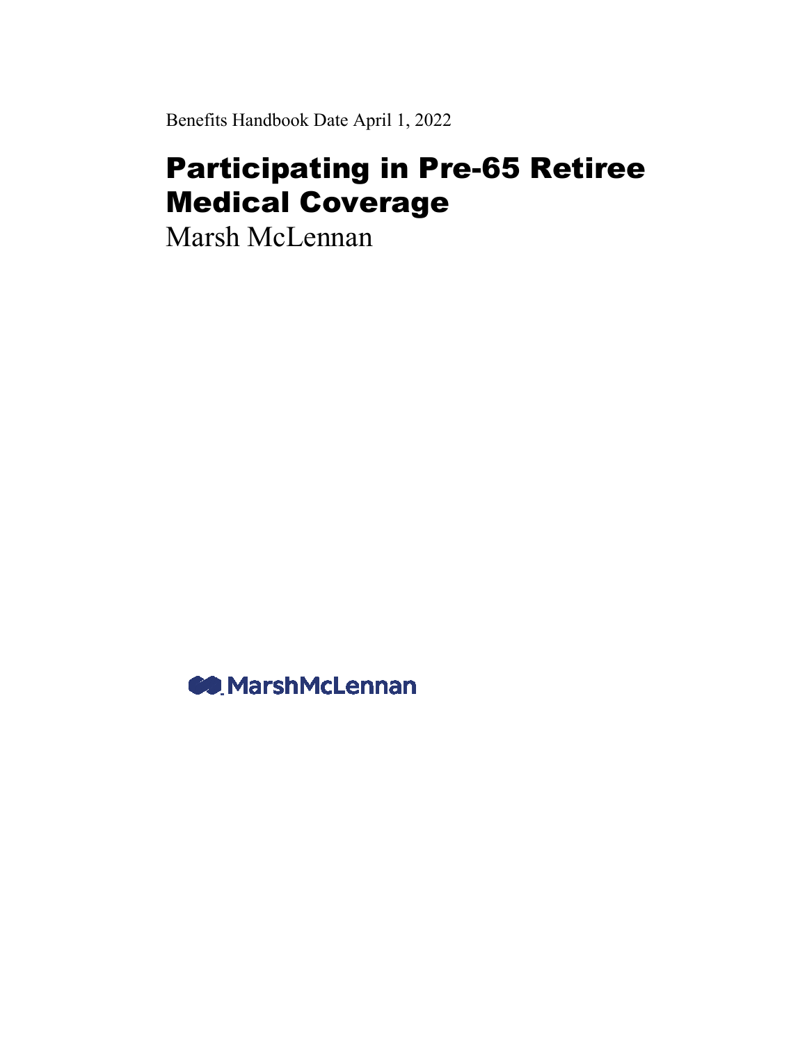Benefits Handbook Date April 1, 2022

# Participating in Pre-65 Retiree Medical Coverage

Marsh McLennan

MarshMcLennan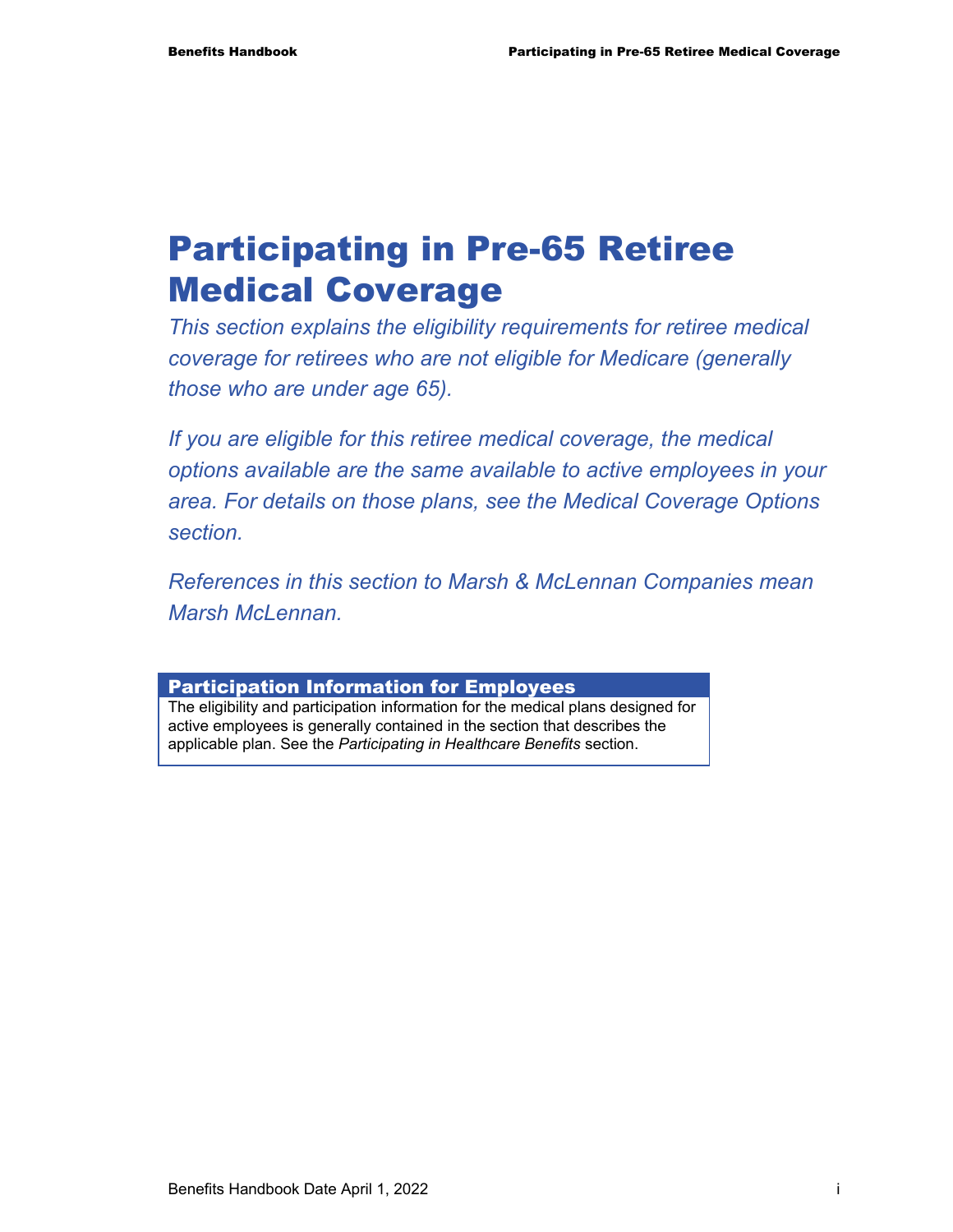# Participating in Pre-65 Retiree Medical Coverage

*This section explains the eligibility requirements for retiree medical coverage for retirees who are not eligible for Medicare (generally those who are under age 65).*

*If you are eligible for this retiree medical coverage, the medical options available are the same available to active employees in your area. For details on those plans, see the Medical Coverage Options section.*

*References in this section to Marsh & McLennan Companies mean Marsh McLennan.*

**Participation Information for Employees**

The eligibility and participation information for the medical plans designed for active employees is generally contained in the section that describes the applicable plan. See the *Participating in Healthcare Benefits* section.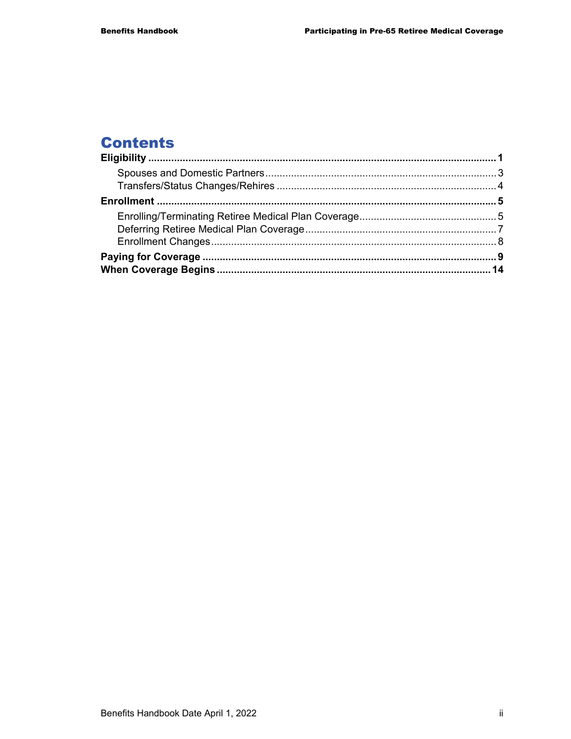# Contents

**Eligibility** ........................................................................................................................ **1**

- Spouses and Domestic Partners ................................................................................ 3
- Transfers/Status Changes/Rehires ............................................................................ 4

**Enrollment** ........................................................................................................................ **5**

- Enrolling/Terminating Retiree Medical Plan Coverage ................................................ 5
- Deferring Retiree Medical Plan Coverage .................................................................. 7
- Enrollment Changes .................................................................................................. 8

**Paying for Coverage** ........................................................................................................ **9**

**When Coverage Begins** ................................................................................................ **14**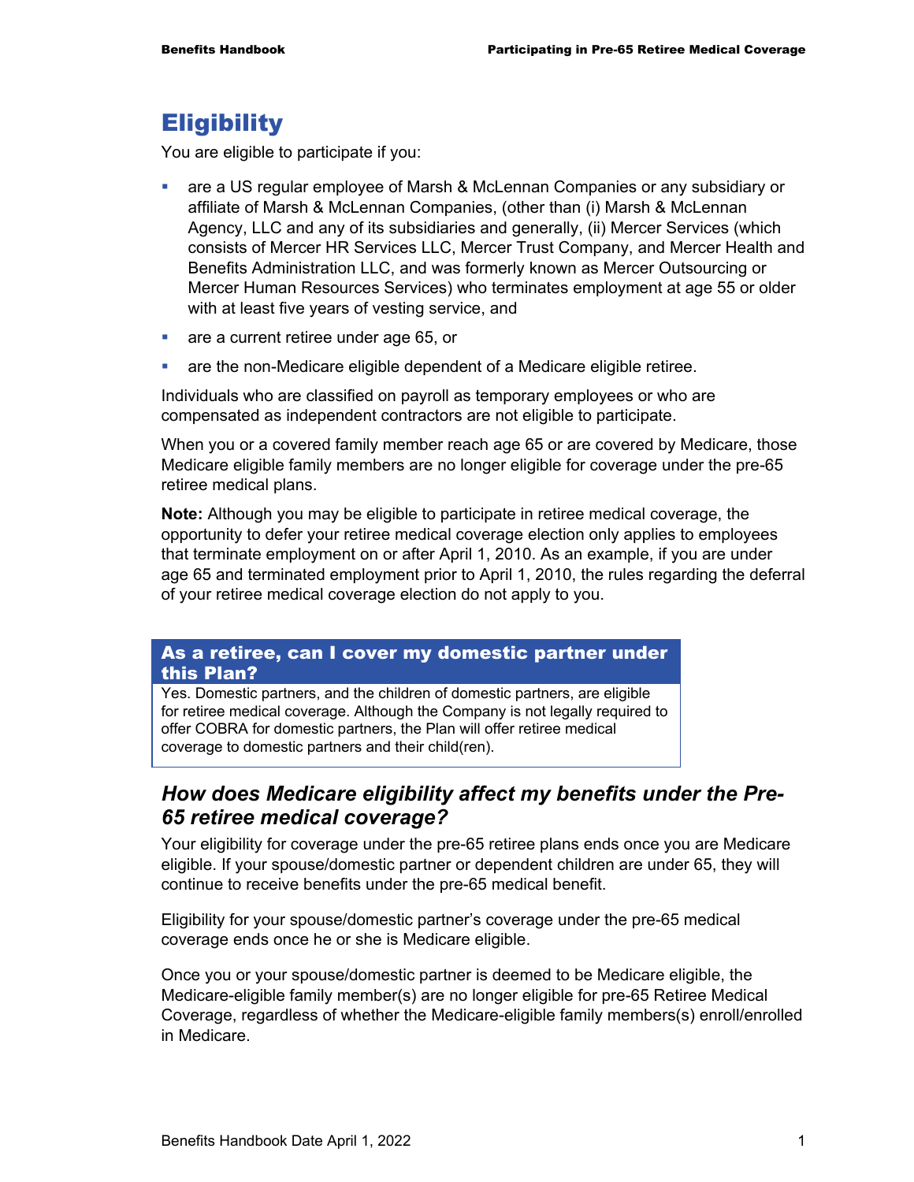# Eligibility

You are eligible to participate if you:

- are a US regular employee of Marsh & McLennan Companies or any subsidiary or affiliate of Marsh & McLennan Companies, (other than (i) Marsh & McLennan Agency, LLC and any of its subsidiaries and generally, (ii) Mercer Services (which consists of Mercer HR Services LLC, Mercer Trust Company, and Mercer Health and Benefits Administration LLC, and was formerly known as Mercer Outsourcing or Mercer Human Resources Services) who terminates employment at age 55 or older with at least five years of vesting service, and
- are a current retiree under age 65, or
- are the non-Medicare eligible dependent of a Medicare eligible retiree.

Individuals who are classified on payroll as temporary employees or who are compensated as independent contractors are not eligible to participate.

When you or a covered family member reach age 65 or are covered by Medicare, those Medicare eligible family members are no longer eligible for coverage under the pre-65 retiree medical plans.

**Note:** Although you may be eligible to participate in retiree medical coverage, the opportunity to defer your retiree medical coverage election only applies to employees that terminate employment on or after April 1, 2010. As an example, if you are under age 65 and terminated employment prior to April 1, 2010, the rules regarding the deferral of your retiree medical coverage election do not apply to you.

**As a retiree, can I cover my domestic partner under this Plan?**

Yes. Domestic partners, and the children of domestic partners, are eligible for retiree medical coverage. Although the Company is not legally required to offer COBRA for domestic partners, the Plan will offer retiree medical coverage to domestic partners and their child(ren).

### *How does Medicare eligibility affect my benefits under the Pre-65 retiree medical coverage?*

Your eligibility for coverage under the pre-65 retiree plans ends once you are Medicare eligible. If your spouse/domestic partner or dependent children are under 65, they will continue to receive benefits under the pre-65 medical benefit.

Eligibility for your spouse/domestic partner's coverage under the pre-65 medical coverage ends once he or she is Medicare eligible.

Once you or your spouse/domestic partner is deemed to be Medicare eligible, the Medicare-eligible family member(s) are no longer eligible for pre-65 Retiree Medical Coverage, regardless of whether the Medicare-eligible family members(s) enroll/enrolled in Medicare.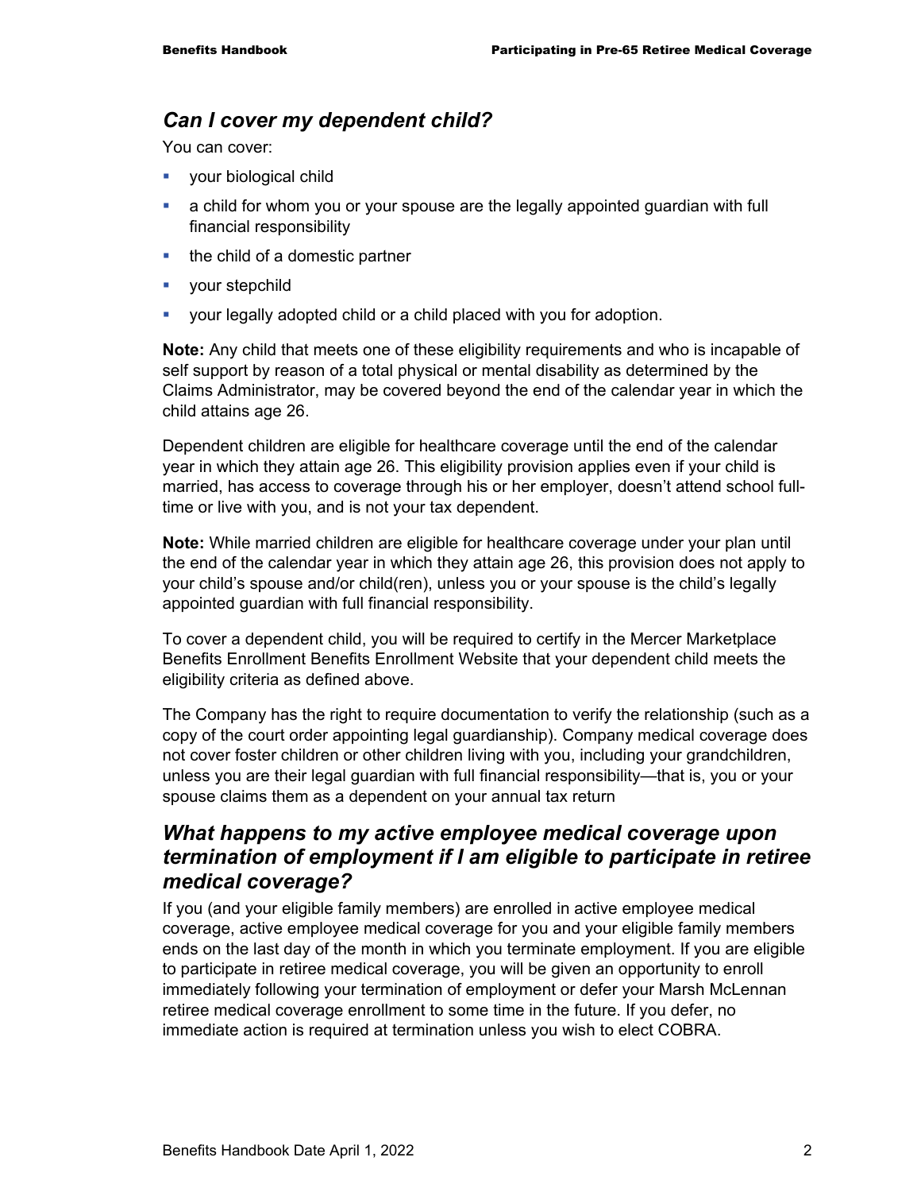## *Can I cover my dependent child?*

You can cover:

- your biological child
- a child for whom you or your spouse are the legally appointed guardian with full financial responsibility
- the child of a domestic partner
- your stepchild
- your legally adopted child or a child placed with you for adoption.

**Note:** Any child that meets one of these eligibility requirements and who is incapable of self support by reason of a total physical or mental disability as determined by the Claims Administrator, may be covered beyond the end of the calendar year in which the child attains age 26.

Dependent children are eligible for healthcare coverage until the end of the calendar year in which they attain age 26. This eligibility provision applies even if your child is married, has access to coverage through his or her employer, doesn't attend school full-time or live with you, and is not your tax dependent.

**Note:** While married children are eligible for healthcare coverage under your plan until the end of the calendar year in which they attain age 26, this provision does not apply to your child's spouse and/or child(ren), unless you or your spouse is the child's legally appointed guardian with full financial responsibility.

To cover a dependent child, you will be required to certify in the Mercer Marketplace Benefits Enrollment Benefits Enrollment Website that your dependent child meets the eligibility criteria as defined above.

The Company has the right to require documentation to verify the relationship (such as a copy of the court order appointing legal guardianship). Company medical coverage does not cover foster children or other children living with you, including your grandchildren, unless you are their legal guardian with full financial responsibility—that is, you or your spouse claims them as a dependent on your annual tax return

## *What happens to my active employee medical coverage upon termination of employment if I am eligible to participate in retiree medical coverage?*

If you (and your eligible family members) are enrolled in active employee medical coverage, active employee medical coverage for you and your eligible family members ends on the last day of the month in which you terminate employment. If you are eligible to participate in retiree medical coverage, you will be given an opportunity to enroll immediately following your termination of employment or defer your Marsh McLennan retiree medical coverage enrollment to some time in the future. If you defer, no immediate action is required at termination unless you wish to elect COBRA.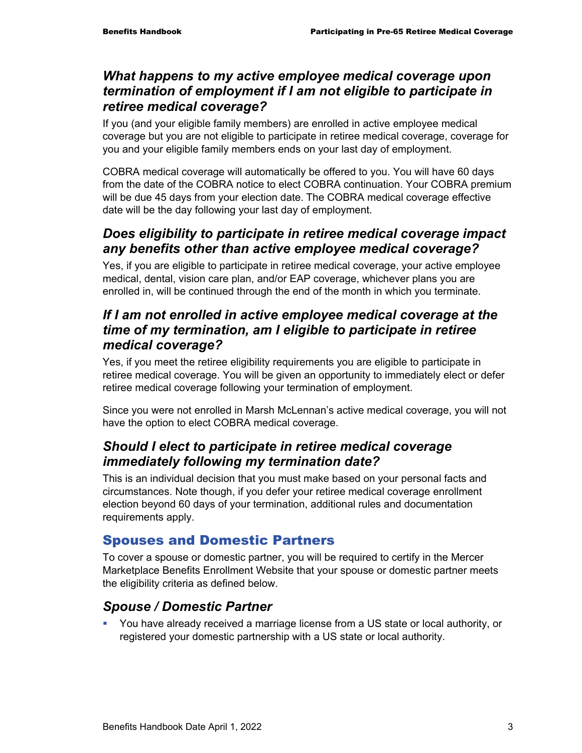### *What happens to my active employee medical coverage upon termination of employment if I am not eligible to participate in retiree medical coverage?*

If you (and your eligible family members) are enrolled in active employee medical coverage but you are not eligible to participate in retiree medical coverage, coverage for you and your eligible family members ends on your last day of employment.

COBRA medical coverage will automatically be offered to you. You will have 60 days from the date of the COBRA notice to elect COBRA continuation. Your COBRA premium will be due 45 days from your election date. The COBRA medical coverage effective date will be the day following your last day of employment.

### *Does eligibility to participate in retiree medical coverage impact any benefits other than active employee medical coverage?*

Yes, if you are eligible to participate in retiree medical coverage, your active employee medical, dental, vision care plan, and/or EAP coverage, whichever plans you are enrolled in, will be continued through the end of the month in which you terminate.

### *If I am not enrolled in active employee medical coverage at the time of my termination, am I eligible to participate in retiree medical coverage?*

Yes, if you meet the retiree eligibility requirements you are eligible to participate in retiree medical coverage. You will be given an opportunity to immediately elect or defer retiree medical coverage following your termination of employment.

Since you were not enrolled in Marsh McLennan's active medical coverage, you will not have the option to elect COBRA medical coverage.

### *Should I elect to participate in retiree medical coverage immediately following my termination date?*

This is an individual decision that you must make based on your personal facts and circumstances. Note though, if you defer your retiree medical coverage enrollment election beyond 60 days of your termination, additional rules and documentation requirements apply.

## Spouses and Domestic Partners

To cover a spouse or domestic partner, you will be required to certify in the Mercer Marketplace Benefits Enrollment Website that your spouse or domestic partner meets the eligibility criteria as defined below.

### *Spouse / Domestic Partner*

- You have already received a marriage license from a US state or local authority, or registered your domestic partnership with a US state or local authority.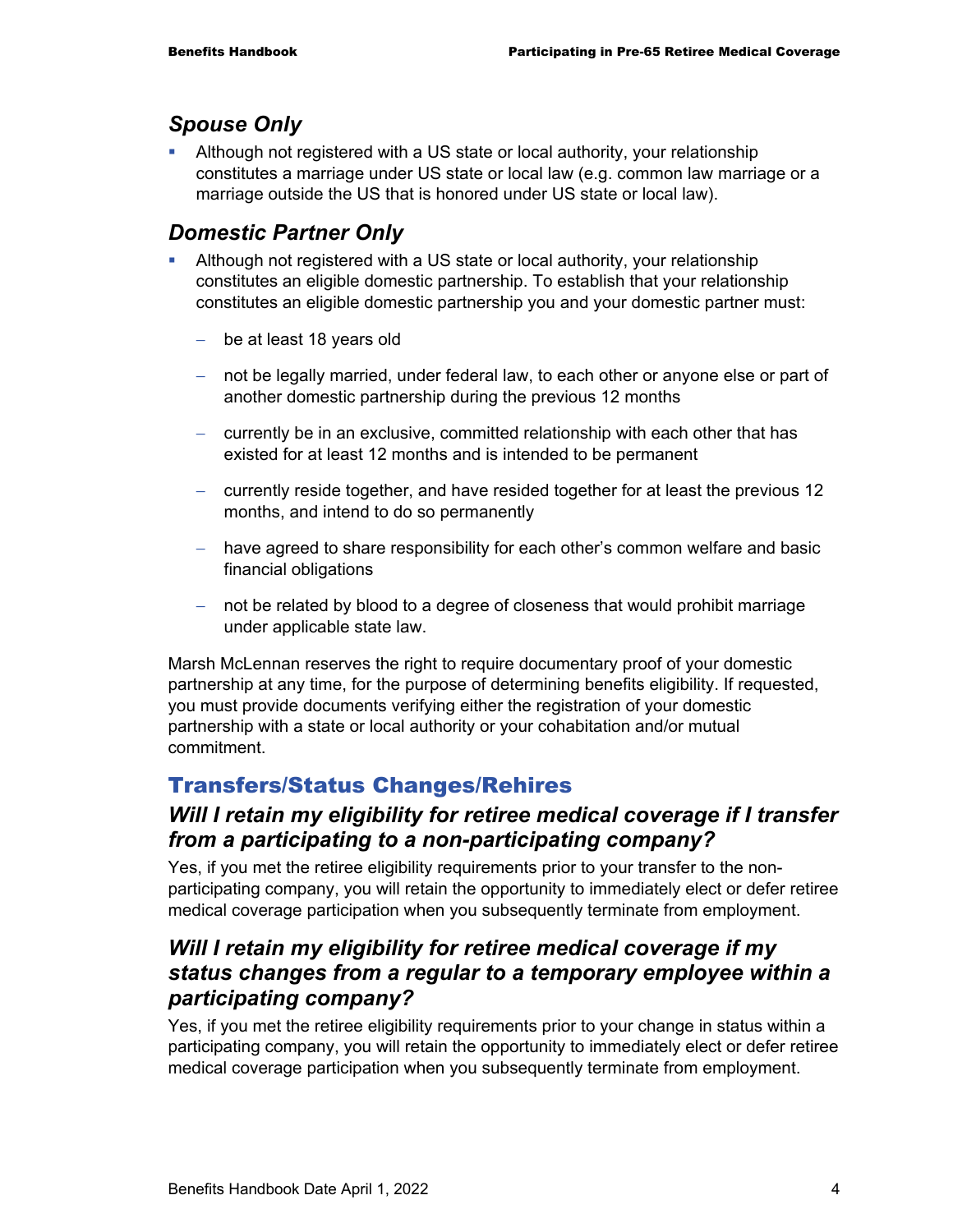### *Spouse Only*

- Although not registered with a US state or local authority, your relationship constitutes a marriage under US state or local law (e.g. common law marriage or a marriage outside the US that is honored under US state or local law).

### *Domestic Partner Only*

- Although not registered with a US state or local authority, your relationship constitutes an eligible domestic partnership. To establish that your relationship constitutes an eligible domestic partnership you and your domestic partner must:
  - be at least 18 years old
  - not be legally married, under federal law, to each other or anyone else or part of another domestic partnership during the previous 12 months
  - currently be in an exclusive, committed relationship with each other that has existed for at least 12 months and is intended to be permanent
  - currently reside together, and have resided together for at least the previous 12 months, and intend to do so permanently
  - have agreed to share responsibility for each other's common welfare and basic financial obligations
  - not be related by blood to a degree of closeness that would prohibit marriage under applicable state law.

Marsh McLennan reserves the right to require documentary proof of your domestic partnership at any time, for the purpose of determining benefits eligibility. If requested, you must provide documents verifying either the registration of your domestic partnership with a state or local authority or your cohabitation and/or mutual commitment.

## Transfers/Status Changes/Rehires

### *Will I retain my eligibility for retiree medical coverage if I transfer from a participating to a non-participating company?*

Yes, if you met the retiree eligibility requirements prior to your transfer to the non-participating company, you will retain the opportunity to immediately elect or defer retiree medical coverage participation when you subsequently terminate from employment.

### *Will I retain my eligibility for retiree medical coverage if my status changes from a regular to a temporary employee within a participating company?*

Yes, if you met the retiree eligibility requirements prior to your change in status within a participating company, you will retain the opportunity to immediately elect or defer retiree medical coverage participation when you subsequently terminate from employment.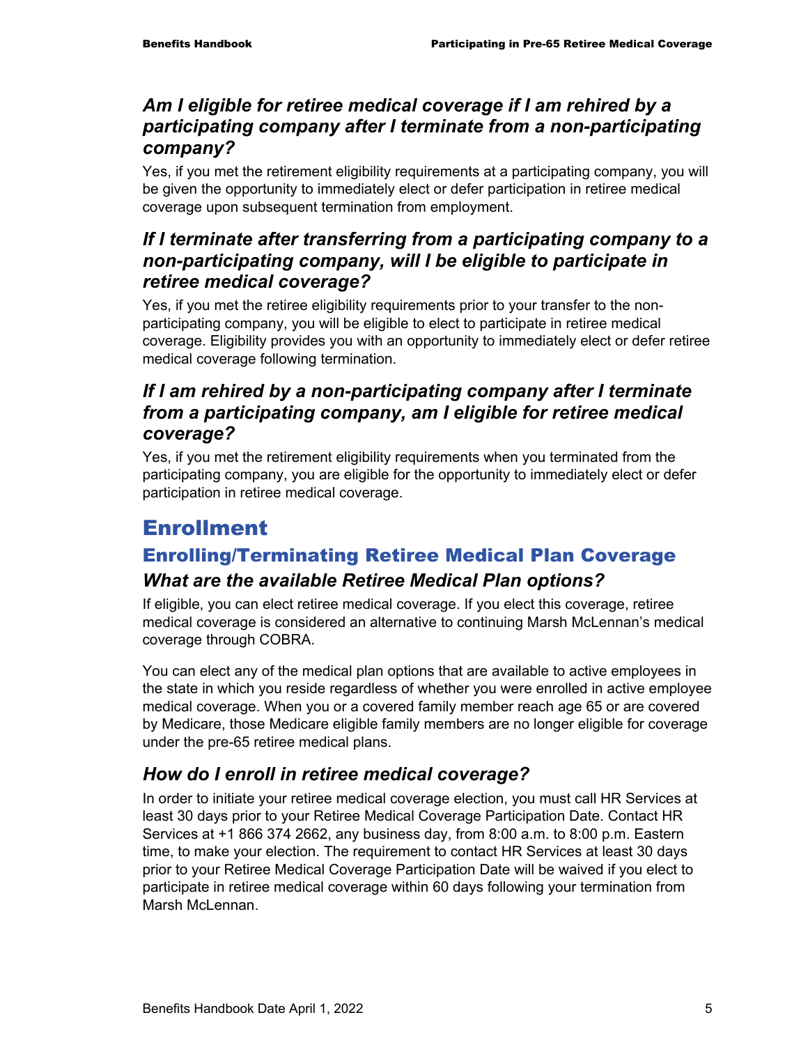### *Am I eligible for retiree medical coverage if I am rehired by a participating company after I terminate from a non-participating company?*

Yes, if you met the retirement eligibility requirements at a participating company, you will be given the opportunity to immediately elect or defer participation in retiree medical coverage upon subsequent termination from employment.

### *If I terminate after transferring from a participating company to a non-participating company, will I be eligible to participate in retiree medical coverage?*

Yes, if you met the retiree eligibility requirements prior to your transfer to the non-participating company, you will be eligible to elect to participate in retiree medical coverage. Eligibility provides you with an opportunity to immediately elect or defer retiree medical coverage following termination.

### *If I am rehired by a non-participating company after I terminate from a participating company, am I eligible for retiree medical coverage?*

Yes, if you met the retirement eligibility requirements when you terminated from the participating company, you are eligible for the opportunity to immediately elect or defer participation in retiree medical coverage.

# Enrollment

## Enrolling/Terminating Retiree Medical Plan Coverage

### *What are the available Retiree Medical Plan options?*

If eligible, you can elect retiree medical coverage. If you elect this coverage, retiree medical coverage is considered an alternative to continuing Marsh McLennan's medical coverage through COBRA.

You can elect any of the medical plan options that are available to active employees in the state in which you reside regardless of whether you were enrolled in active employee medical coverage. When you or a covered family member reach age 65 or are covered by Medicare, those Medicare eligible family members are no longer eligible for coverage under the pre-65 retiree medical plans.

### *How do I enroll in retiree medical coverage?*

In order to initiate your retiree medical coverage election, you must call HR Services at least 30 days prior to your Retiree Medical Coverage Participation Date. Contact HR Services at +1 866 374 2662, any business day, from 8:00 a.m. to 8:00 p.m. Eastern time, to make your election. The requirement to contact HR Services at least 30 days prior to your Retiree Medical Coverage Participation Date will be waived if you elect to participate in retiree medical coverage within 60 days following your termination from Marsh McLennan.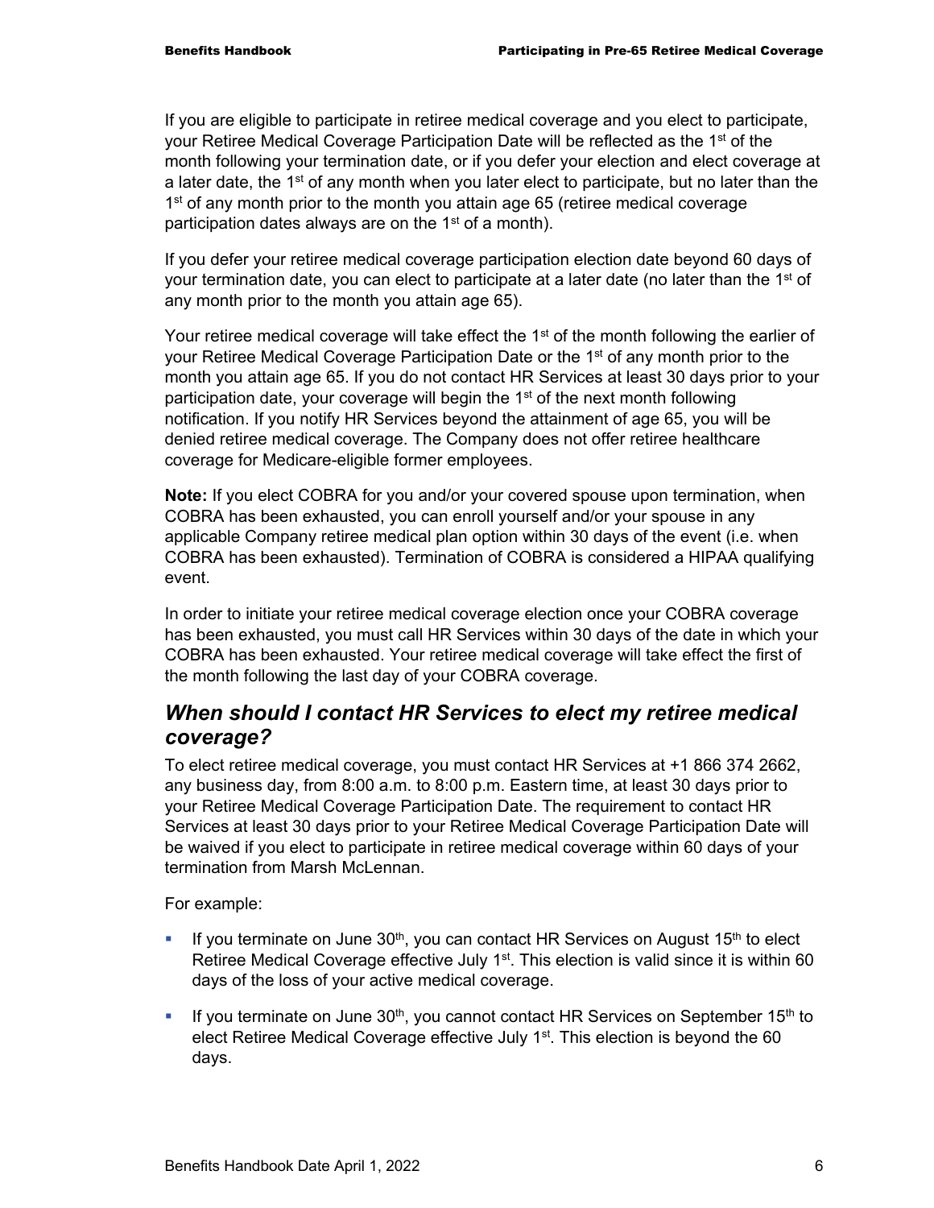If you are eligible to participate in retiree medical coverage and you elect to participate, your Retiree Medical Coverage Participation Date will be reflected as the 1st of the month following your termination date, or if you defer your election and elect coverage at a later date, the 1st of any month when you later elect to participate, but no later than the 1st of any month prior to the month you attain age 65 (retiree medical coverage participation dates always are on the 1st of a month).

If you defer your retiree medical coverage participation election date beyond 60 days of your termination date, you can elect to participate at a later date (no later than the 1st of any month prior to the month you attain age 65).

Your retiree medical coverage will take effect the 1st of the month following the earlier of your Retiree Medical Coverage Participation Date or the 1st of any month prior to the month you attain age 65. If you do not contact HR Services at least 30 days prior to your participation date, your coverage will begin the 1st of the next month following notification. If you notify HR Services beyond the attainment of age 65, you will be denied retiree medical coverage. The Company does not offer retiree healthcare coverage for Medicare-eligible former employees.

**Note:** If you elect COBRA for you and/or your covered spouse upon termination, when COBRA has been exhausted, you can enroll yourself and/or your spouse in any applicable Company retiree medical plan option within 30 days of the event (i.e. when COBRA has been exhausted). Termination of COBRA is considered a HIPAA qualifying event.

In order to initiate your retiree medical coverage election once your COBRA coverage has been exhausted, you must call HR Services within 30 days of the date in which your COBRA has been exhausted. Your retiree medical coverage will take effect the first of the month following the last day of your COBRA coverage.

## *When should I contact HR Services to elect my retiree medical coverage?*

To elect retiree medical coverage, you must contact HR Services at +1 866 374 2662, any business day, from 8:00 a.m. to 8:00 p.m. Eastern time, at least 30 days prior to your Retiree Medical Coverage Participation Date. The requirement to contact HR Services at least 30 days prior to your Retiree Medical Coverage Participation Date will be waived if you elect to participate in retiree medical coverage within 60 days of your termination from Marsh McLennan.

For example:

- If you terminate on June 30th, you can contact HR Services on August 15th to elect Retiree Medical Coverage effective July 1st. This election is valid since it is within 60 days of the loss of your active medical coverage.
- If you terminate on June 30th, you cannot contact HR Services on September 15th to elect Retiree Medical Coverage effective July 1st. This election is beyond the 60 days.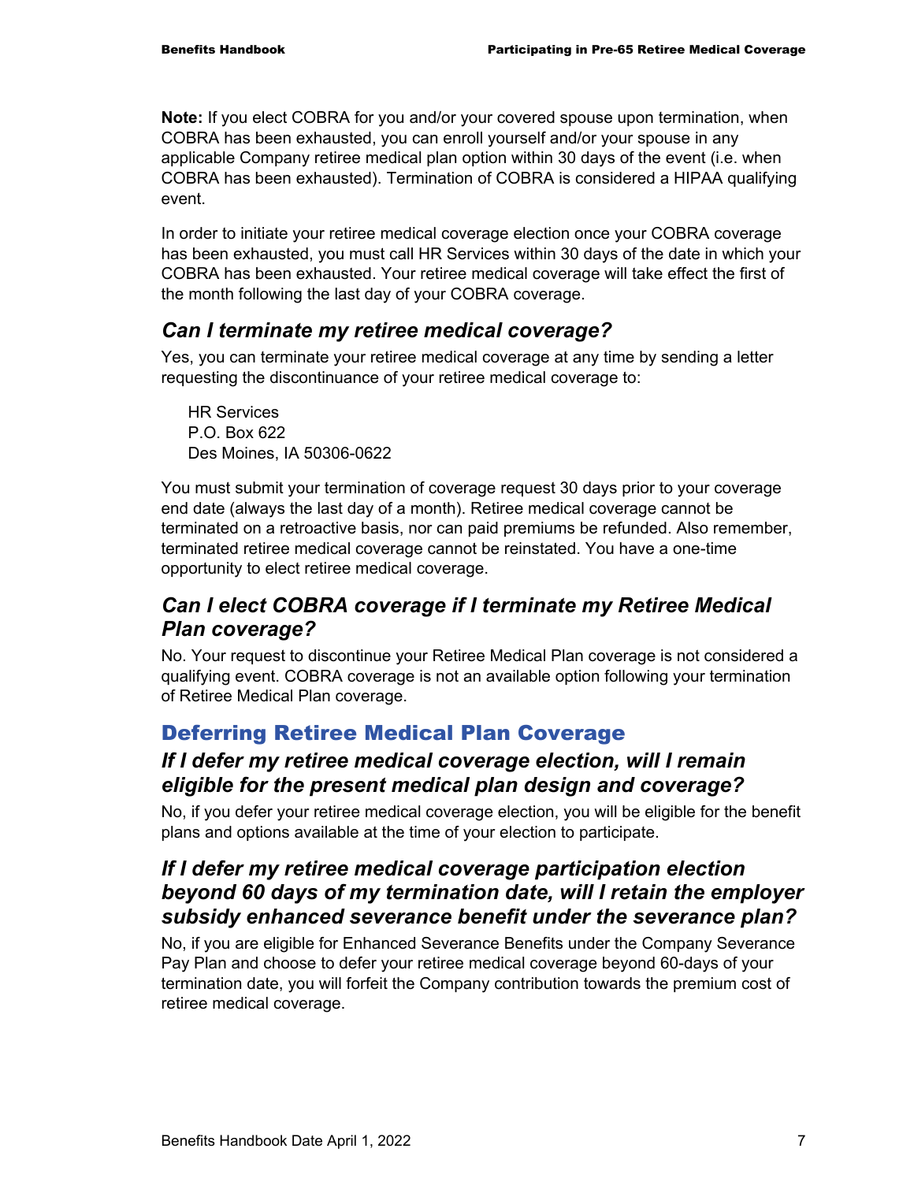**Note:** If you elect COBRA for you and/or your covered spouse upon termination, when COBRA has been exhausted, you can enroll yourself and/or your spouse in any applicable Company retiree medical plan option within 30 days of the event (i.e. when COBRA has been exhausted). Termination of COBRA is considered a HIPAA qualifying event.

In order to initiate your retiree medical coverage election once your COBRA coverage has been exhausted, you must call HR Services within 30 days of the date in which your COBRA has been exhausted. Your retiree medical coverage will take effect the first of the month following the last day of your COBRA coverage.

### *Can I terminate my retiree medical coverage?*

Yes, you can terminate your retiree medical coverage at any time by sending a letter requesting the discontinuance of your retiree medical coverage to:

HR Services
P.O. Box 622
Des Moines, IA 50306-0622

You must submit your termination of coverage request 30 days prior to your coverage end date (always the last day of a month). Retiree medical coverage cannot be terminated on a retroactive basis, nor can paid premiums be refunded. Also remember, terminated retiree medical coverage cannot be reinstated. You have a one-time opportunity to elect retiree medical coverage.

### *Can I elect COBRA coverage if I terminate my Retiree Medical Plan coverage?*

No. Your request to discontinue your Retiree Medical Plan coverage is not considered a qualifying event. COBRA coverage is not an available option following your termination of Retiree Medical Plan coverage.

## Deferring Retiree Medical Plan Coverage

### *If I defer my retiree medical coverage election, will I remain eligible for the present medical plan design and coverage?*

No, if you defer your retiree medical coverage election, you will be eligible for the benefit plans and options available at the time of your election to participate.

### *If I defer my retiree medical coverage participation election beyond 60 days of my termination date, will I retain the employer subsidy enhanced severance benefit under the severance plan?*

No, if you are eligible for Enhanced Severance Benefits under the Company Severance Pay Plan and choose to defer your retiree medical coverage beyond 60-days of your termination date, you will forfeit the Company contribution towards the premium cost of retiree medical coverage.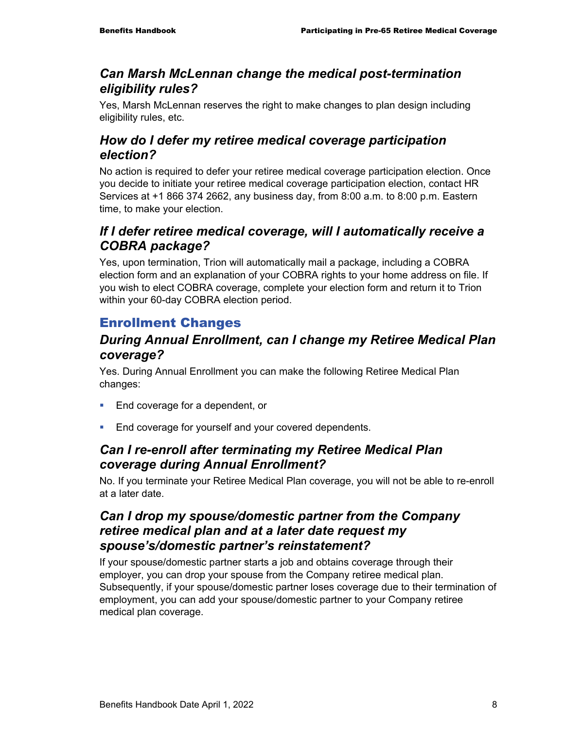### *Can Marsh McLennan change the medical post-termination eligibility rules?*

Yes, Marsh McLennan reserves the right to make changes to plan design including eligibility rules, etc.

### *How do I defer my retiree medical coverage participation election?*

No action is required to defer your retiree medical coverage participation election. Once you decide to initiate your retiree medical coverage participation election, contact HR Services at +1 866 374 2662, any business day, from 8:00 a.m. to 8:00 p.m. Eastern time, to make your election.

### *If I defer retiree medical coverage, will I automatically receive a COBRA package?*

Yes, upon termination, Trion will automatically mail a package, including a COBRA election form and an explanation of your COBRA rights to your home address on file. If you wish to elect COBRA coverage, complete your election form and return it to Trion within your 60-day COBRA election period.

## Enrollment Changes

### *During Annual Enrollment, can I change my Retiree Medical Plan coverage?*

Yes. During Annual Enrollment you can make the following Retiree Medical Plan changes:

- End coverage for a dependent, or
- End coverage for yourself and your covered dependents.

### *Can I re-enroll after terminating my Retiree Medical Plan coverage during Annual Enrollment?*

No. If you terminate your Retiree Medical Plan coverage, you will not be able to re-enroll at a later date.

### *Can I drop my spouse/domestic partner from the Company retiree medical plan and at a later date request my spouse's/domestic partner's reinstatement?*

If your spouse/domestic partner starts a job and obtains coverage through their employer, you can drop your spouse from the Company retiree medical plan. Subsequently, if your spouse/domestic partner loses coverage due to their termination of employment, you can add your spouse/domestic partner to your Company retiree medical plan coverage.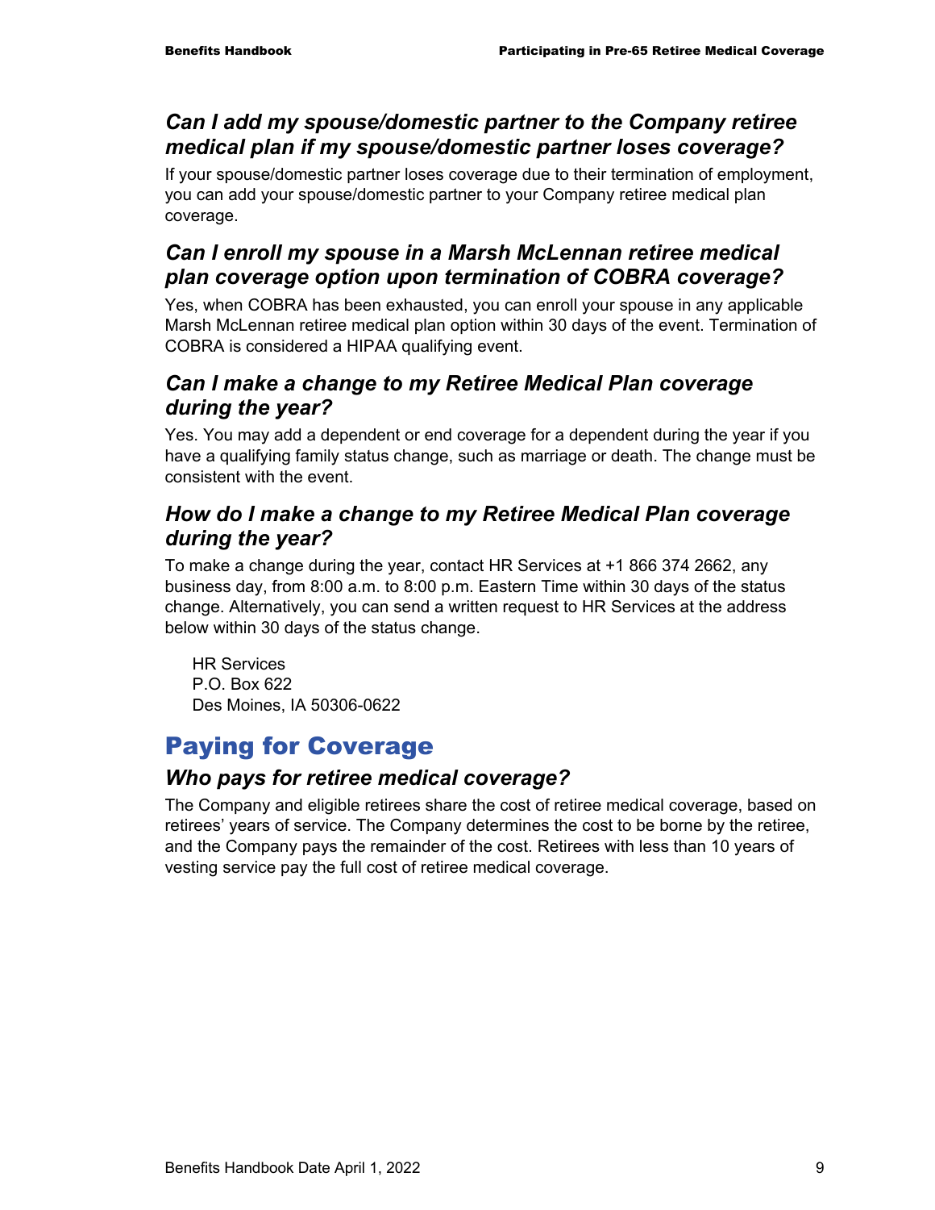### *Can I add my spouse/domestic partner to the Company retiree medical plan if my spouse/domestic partner loses coverage?*

If your spouse/domestic partner loses coverage due to their termination of employment, you can add your spouse/domestic partner to your Company retiree medical plan coverage.

### *Can I enroll my spouse in a Marsh McLennan retiree medical plan coverage option upon termination of COBRA coverage?*

Yes, when COBRA has been exhausted, you can enroll your spouse in any applicable Marsh McLennan retiree medical plan option within 30 days of the event. Termination of COBRA is considered a HIPAA qualifying event.

### *Can I make a change to my Retiree Medical Plan coverage during the year?*

Yes. You may add a dependent or end coverage for a dependent during the year if you have a qualifying family status change, such as marriage or death. The change must be consistent with the event.

### *How do I make a change to my Retiree Medical Plan coverage during the year?*

To make a change during the year, contact HR Services at +1 866 374 2662, any business day, from 8:00 a.m. to 8:00 p.m. Eastern Time within 30 days of the status change. Alternatively, you can send a written request to HR Services at the address below within 30 days of the status change.

HR Services
P.O. Box 622
Des Moines, IA 50306-0622

## Paying for Coverage

### *Who pays for retiree medical coverage?*

The Company and eligible retirees share the cost of retiree medical coverage, based on retirees' years of service. The Company determines the cost to be borne by the retiree, and the Company pays the remainder of the cost. Retirees with less than 10 years of vesting service pay the full cost of retiree medical coverage.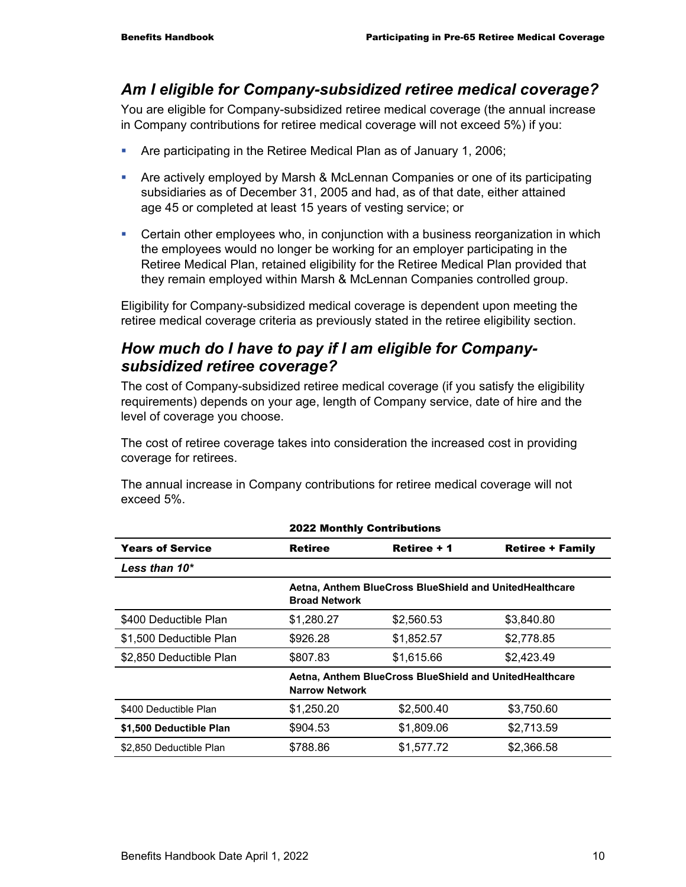## *Am I eligible for Company-subsidized retiree medical coverage?*

You are eligible for Company-subsidized retiree medical coverage (the annual increase in Company contributions for retiree medical coverage will not exceed 5%) if you:

- Are participating in the Retiree Medical Plan as of January 1, 2006;
- Are actively employed by Marsh & McLennan Companies or one of its participating subsidiaries as of December 31, 2005 and had, as of that date, either attained age 45 or completed at least 15 years of vesting service; or
- Certain other employees who, in conjunction with a business reorganization in which the employees would no longer be working for an employer participating in the Retiree Medical Plan, retained eligibility for the Retiree Medical Plan provided that they remain employed within Marsh & McLennan Companies controlled group.

Eligibility for Company-subsidized medical coverage is dependent upon meeting the retiree medical coverage criteria as previously stated in the retiree eligibility section.

## *How much do I have to pay if I am eligible for Company-subsidized retiree coverage?*

The cost of Company-subsidized retiree medical coverage (if you satisfy the eligibility requirements) depends on your age, length of Company service, date of hire and the level of coverage you choose.

The cost of retiree coverage takes into consideration the increased cost in providing coverage for retirees.

The annual increase in Company contributions for retiree medical coverage will not exceed 5%.

**2022 Monthly Contributions**

| Years of Service | Retiree | Retiree + 1 | Retiree + Family |
|---|---|---|---|
| *Less than 10\** | | | |
| | **Aetna, Anthem BlueCross BlueShield and UnitedHealthcare Broad Network** | | |
| $400 Deductible Plan | $1,280.27 | $2,560.53 | $3,840.80 |
| $1,500 Deductible Plan | $926.28 | $1,852.57 | $2,778.85 |
| $2,850 Deductible Plan | $807.83 | $1,615.66 | $2,423.49 |
| | **Aetna, Anthem BlueCross BlueShield and UnitedHealthcare Narrow Network** | | |
| $400 Deductible Plan | $1,250.20 | $2,500.40 | $3,750.60 |
| **$1,500 Deductible Plan** | $904.53 | $1,809.06 | $2,713.59 |
| $2,850 Deductible Plan | $788.86 | $1,577.72 | $2,366.58 |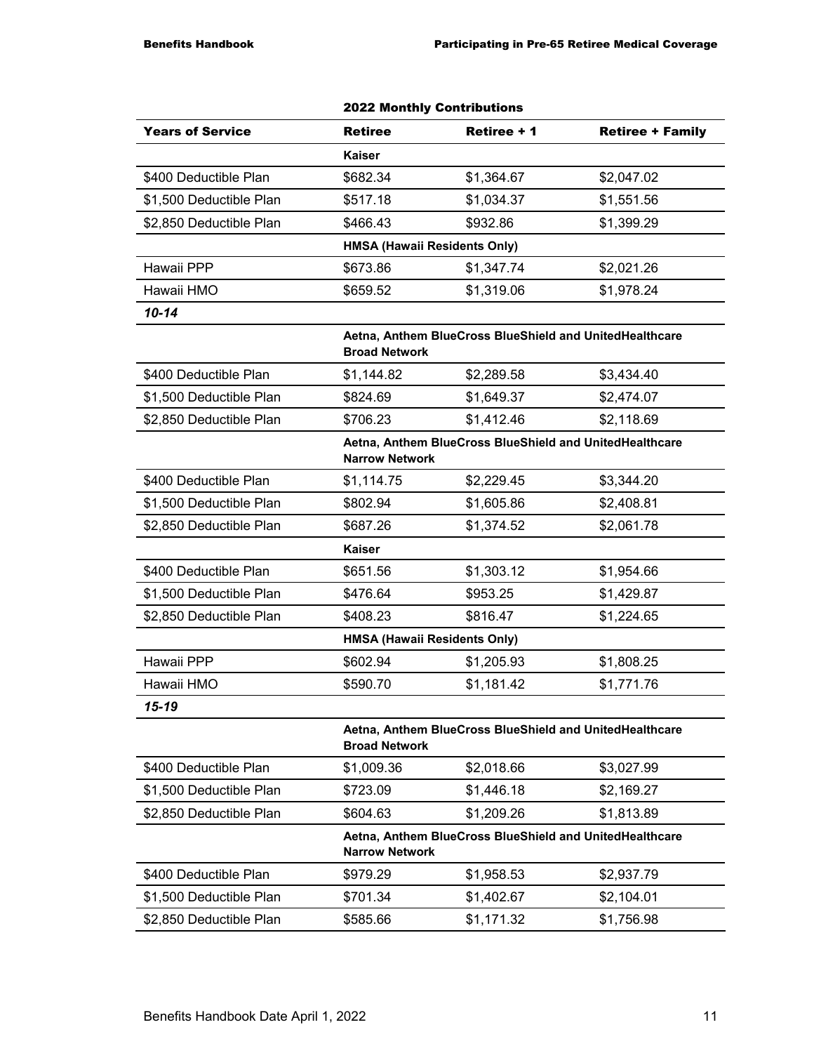| 2022 Monthly Contributions | | | |
|---|---|---|---|
| **Years of Service** | **Retiree** | **Retiree + 1** | **Retiree + Family** |
| | **Kaiser** | | |
| $400 Deductible Plan | $682.34 | $1,364.67 | $2,047.02 |
| $1,500 Deductible Plan | $517.18 | $1,034.37 | $1,551.56 |
| $2,850 Deductible Plan | $466.43 | $932.86 | $1,399.29 |
| | **HMSA (Hawaii Residents Only)** | | |
| Hawaii PPP | $673.86 | $1,347.74 | $2,021.26 |
| Hawaii HMO | $659.52 | $1,319.06 | $1,978.24 |
| ***10-14*** | | | |
| | **Aetna, Anthem BlueCross BlueShield and UnitedHealthcare Broad Network** | | |
| $400 Deductible Plan | $1,144.82 | $2,289.58 | $3,434.40 |
| $1,500 Deductible Plan | $824.69 | $1,649.37 | $2,474.07 |
| $2,850 Deductible Plan | $706.23 | $1,412.46 | $2,118.69 |
| | **Aetna, Anthem BlueCross BlueShield and UnitedHealthcare Narrow Network** | | |
| $400 Deductible Plan | $1,114.75 | $2,229.45 | $3,344.20 |
| $1,500 Deductible Plan | $802.94 | $1,605.86 | $2,408.81 |
| $2,850 Deductible Plan | $687.26 | $1,374.52 | $2,061.78 |
| | **Kaiser** | | |
| $400 Deductible Plan | $651.56 | $1,303.12 | $1,954.66 |
| $1,500 Deductible Plan | $476.64 | $953.25 | $1,429.87 |
| $2,850 Deductible Plan | $408.23 | $816.47 | $1,224.65 |
| | **HMSA (Hawaii Residents Only)** | | |
| Hawaii PPP | $602.94 | $1,205.93 | $1,808.25 |
| Hawaii HMO | $590.70 | $1,181.42 | $1,771.76 |
| ***15-19*** | | | |
| | **Aetna, Anthem BlueCross BlueShield and UnitedHealthcare Broad Network** | | |
| $400 Deductible Plan | $1,009.36 | $2,018.66 | $3,027.99 |
| $1,500 Deductible Plan | $723.09 | $1,446.18 | $2,169.27 |
| $2,850 Deductible Plan | $604.63 | $1,209.26 | $1,813.89 |
| | **Aetna, Anthem BlueCross BlueShield and UnitedHealthcare Narrow Network** | | |
| $400 Deductible Plan | $979.29 | $1,958.53 | $2,937.79 |
| $1,500 Deductible Plan | $701.34 | $1,402.67 | $2,104.01 |
| $2,850 Deductible Plan | $585.66 | $1,171.32 | $1,756.98 |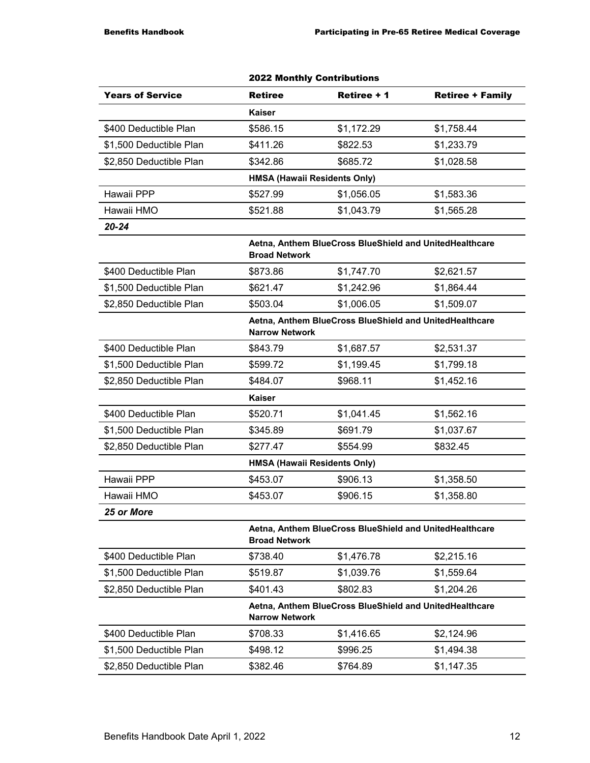| 2022 Monthly Contributions | | | |
|---|---|---|---|
| **Years of Service** | **Retiree** | **Retiree + 1** | **Retiree + Family** |
| | **Kaiser** | | |
| $400 Deductible Plan | $586.15 | $1,172.29 | $1,758.44 |
| $1,500 Deductible Plan | $411.26 | $822.53 | $1,233.79 |
| $2,850 Deductible Plan | $342.86 | $685.72 | $1,028.58 |
| | **HMSA (Hawaii Residents Only)** | | |
| Hawaii PPP | $527.99 | $1,056.05 | $1,583.36 |
| Hawaii HMO | $521.88 | $1,043.79 | $1,565.28 |
| ***20-24*** | | | |
| | **Aetna, Anthem BlueCross BlueShield and UnitedHealthcare Broad Network** | | |
| $400 Deductible Plan | $873.86 | $1,747.70 | $2,621.57 |
| $1,500 Deductible Plan | $621.47 | $1,242.96 | $1,864.44 |
| $2,850 Deductible Plan | $503.04 | $1,006.05 | $1,509.07 |
| | **Aetna, Anthem BlueCross BlueShield and UnitedHealthcare Narrow Network** | | |
| $400 Deductible Plan | $843.79 | $1,687.57 | $2,531.37 |
| $1,500 Deductible Plan | $599.72 | $1,199.45 | $1,799.18 |
| $2,850 Deductible Plan | $484.07 | $968.11 | $1,452.16 |
| | **Kaiser** | | |
| $400 Deductible Plan | $520.71 | $1,041.45 | $1,562.16 |
| $1,500 Deductible Plan | $345.89 | $691.79 | $1,037.67 |
| $2,850 Deductible Plan | $277.47 | $554.99 | $832.45 |
| | **HMSA (Hawaii Residents Only)** | | |
| Hawaii PPP | $453.07 | $906.13 | $1,358.50 |
| Hawaii HMO | $453.07 | $906.15 | $1,358.80 |
| ***25 or More*** | | | |
| | **Aetna, Anthem BlueCross BlueShield and UnitedHealthcare Broad Network** | | |
| $400 Deductible Plan | $738.40 | $1,476.78 | $2,215.16 |
| $1,500 Deductible Plan | $519.87 | $1,039.76 | $1,559.64 |
| $2,850 Deductible Plan | $401.43 | $802.83 | $1,204.26 |
| | **Aetna, Anthem BlueCross BlueShield and UnitedHealthcare Narrow Network** | | |
| $400 Deductible Plan | $708.33 | $1,416.65 | $2,124.96 |
| $1,500 Deductible Plan | $498.12 | $996.25 | $1,494.38 |
| $2,850 Deductible Plan | $382.46 | $764.89 | $1,147.35 |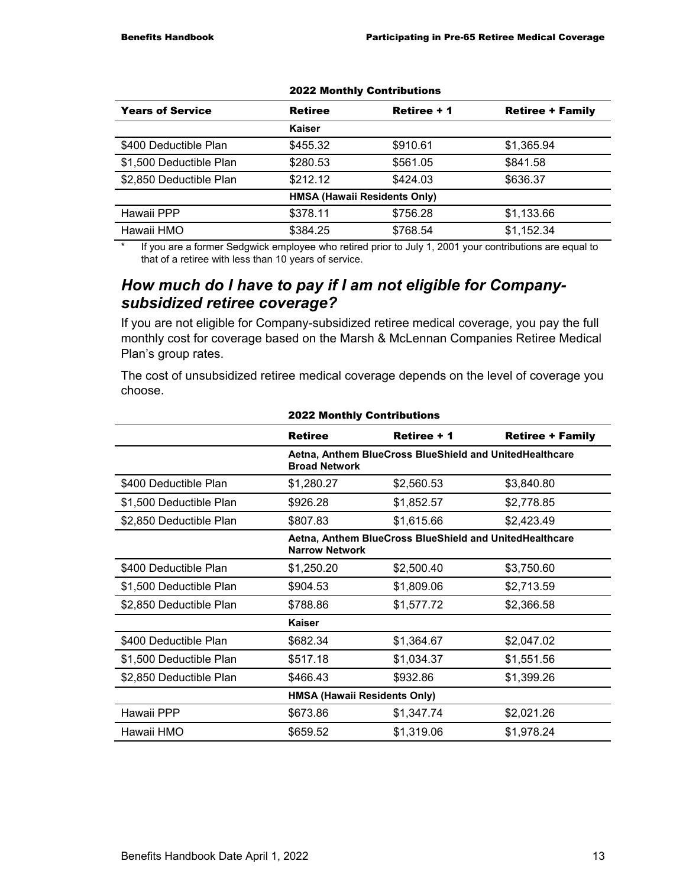**2022 Monthly Contributions**

| Years of Service | Retiree | Retiree + 1 | Retiree + Family |
|---|---|---|---|
| | **Kaiser** | | |
| $400 Deductible Plan | $455.32 | $910.61 | $1,365.94 |
| $1,500 Deductible Plan | $280.53 | $561.05 | $841.58 |
| $2,850 Deductible Plan | $212.12 | $424.03 | $636.37 |
| | **HMSA (Hawaii Residents Only)** | | |
| Hawaii PPP | $378.11 | $756.28 | $1,133.66 |
| Hawaii HMO | $384.25 | $768.54 | $1,152.34 |

\* If you are a former Sedgwick employee who retired prior to July 1, 2001 your contributions are equal to that of a retiree with less than 10 years of service.

## *How much do I have to pay if I am not eligible for Company-subsidized retiree coverage?*

If you are not eligible for Company-subsidized retiree medical coverage, you pay the full monthly cost for coverage based on the Marsh & McLennan Companies Retiree Medical Plan's group rates.

The cost of unsubsidized retiree medical coverage depends on the level of coverage you choose.

**2022 Monthly Contributions**

| | Retiree | Retiree + 1 | Retiree + Family |
|---|---|---|---|
| | **Aetna, Anthem BlueCross BlueShield and UnitedHealthcare Broad Network** | | |
| $400 Deductible Plan | $1,280.27 | $2,560.53 | $3,840.80 |
| $1,500 Deductible Plan | $926.28 | $1,852.57 | $2,778.85 |
| $2,850 Deductible Plan | $807.83 | $1,615.66 | $2,423.49 |
| | **Aetna, Anthem BlueCross BlueShield and UnitedHealthcare Narrow Network** | | |
| $400 Deductible Plan | $1,250.20 | $2,500.40 | $3,750.60 |
| $1,500 Deductible Plan | $904.53 | $1,809.06 | $2,713.59 |
| $2,850 Deductible Plan | $788.86 | $1,577.72 | $2,366.58 |
| | **Kaiser** | | |
| $400 Deductible Plan | $682.34 | $1,364.67 | $2,047.02 |
| $1,500 Deductible Plan | $517.18 | $1,034.37 | $1,551.56 |
| $2,850 Deductible Plan | $466.43 | $932.86 | $1,399.26 |
| | **HMSA (Hawaii Residents Only)** | | |
| Hawaii PPP | $673.86 | $1,347.74 | $2,021.26 |
| Hawaii HMO | $659.52 | $1,319.06 | $1,978.24 |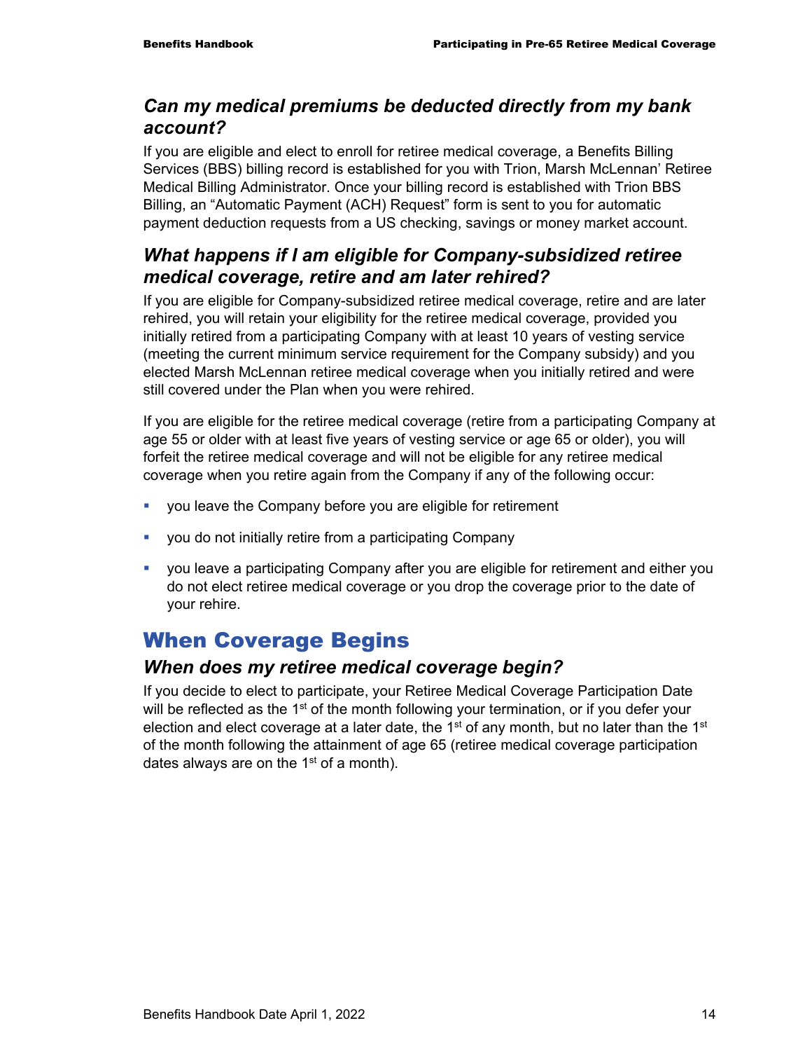### *Can my medical premiums be deducted directly from my bank account?*

If you are eligible and elect to enroll for retiree medical coverage, a Benefits Billing Services (BBS) billing record is established for you with Trion, Marsh McLennan' Retiree Medical Billing Administrator. Once your billing record is established with Trion BBS Billing, an "Automatic Payment (ACH) Request" form is sent to you for automatic payment deduction requests from a US checking, savings or money market account.

### *What happens if I am eligible for Company-subsidized retiree medical coverage, retire and am later rehired?*

If you are eligible for Company-subsidized retiree medical coverage, retire and are later rehired, you will retain your eligibility for the retiree medical coverage, provided you initially retired from a participating Company with at least 10 years of vesting service (meeting the current minimum service requirement for the Company subsidy) and you elected Marsh McLennan retiree medical coverage when you initially retired and were still covered under the Plan when you were rehired.

If you are eligible for the retiree medical coverage (retire from a participating Company at age 55 or older with at least five years of vesting service or age 65 or older), you will forfeit the retiree medical coverage and will not be eligible for any retiree medical coverage when you retire again from the Company if any of the following occur:

- you leave the Company before you are eligible for retirement
- you do not initially retire from a participating Company
- you leave a participating Company after you are eligible for retirement and either you do not elect retiree medical coverage or you drop the coverage prior to the date of your rehire.

## When Coverage Begins

### *When does my retiree medical coverage begin?*

If you decide to elect to participate, your Retiree Medical Coverage Participation Date will be reflected as the 1st of the month following your termination, or if you defer your election and elect coverage at a later date, the 1st of any month, but no later than the 1st of the month following the attainment of age 65 (retiree medical coverage participation dates always are on the 1st of a month).